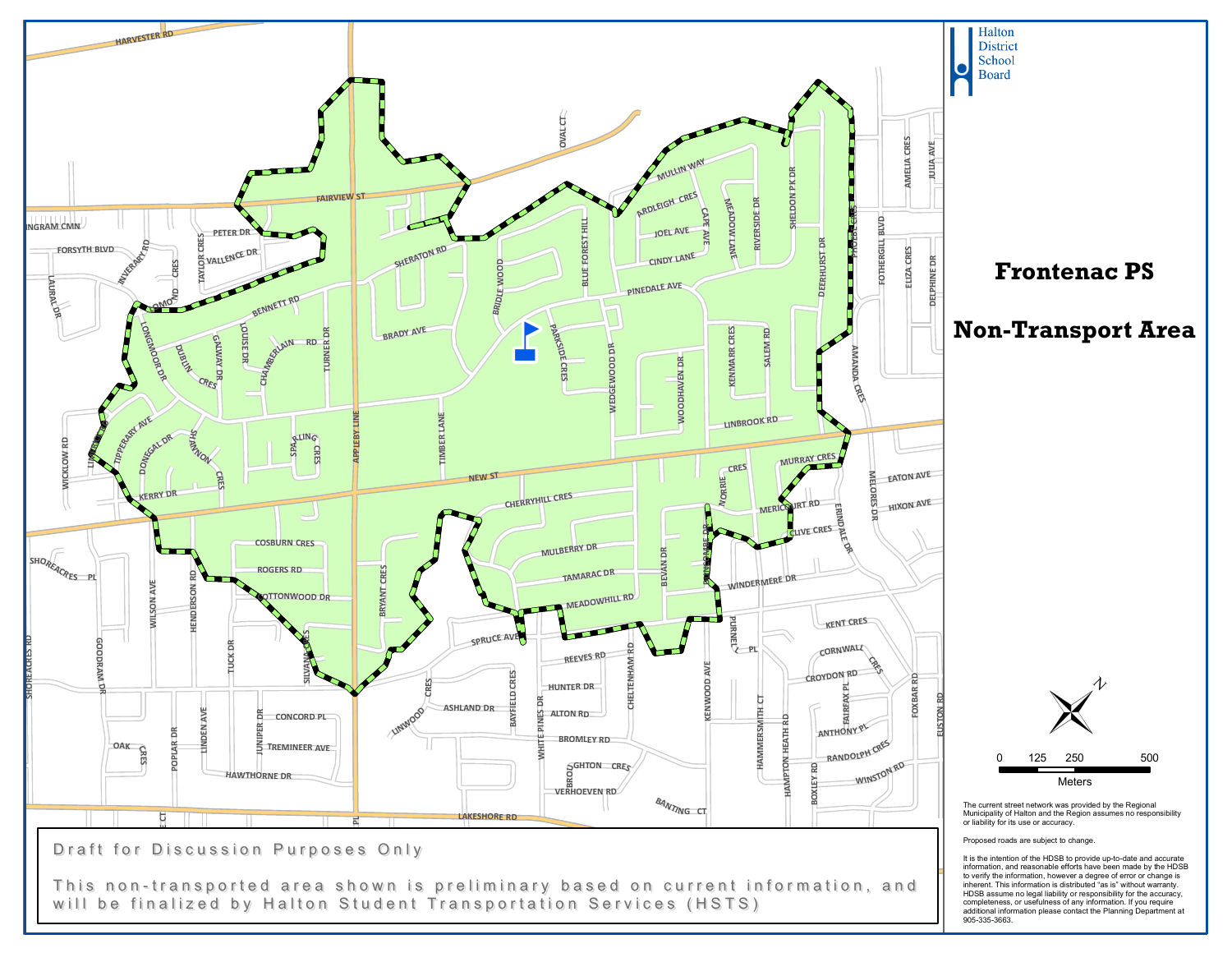Halton District School Board

# Frontenac PS

# Non-Transport Area

Draft for Discussion Purposes Only

This non-transported area shown is preliminary based on current information, and will be finalized by Halton Student Transportation Services (HSTS)

0 125 250 500

Meters

The current street network was provided by the Regional Municipality of Halton and the Region assumes no responsibility or liability for its use or accuracy.

Proposed roads are subject to change.

It is the intention of the HDSB to provide up-to-date and accurate information, and reasonable efforts have been made by the HDSB to verify the information, however a degree of error or change is inherent. This information is distributed "as is" without warranty. HDSB assume no legal liability or responsibility for the accuracy, completeness, or usefulness of any information. If you require additional information please contact the Planning Department at 905-335-3663.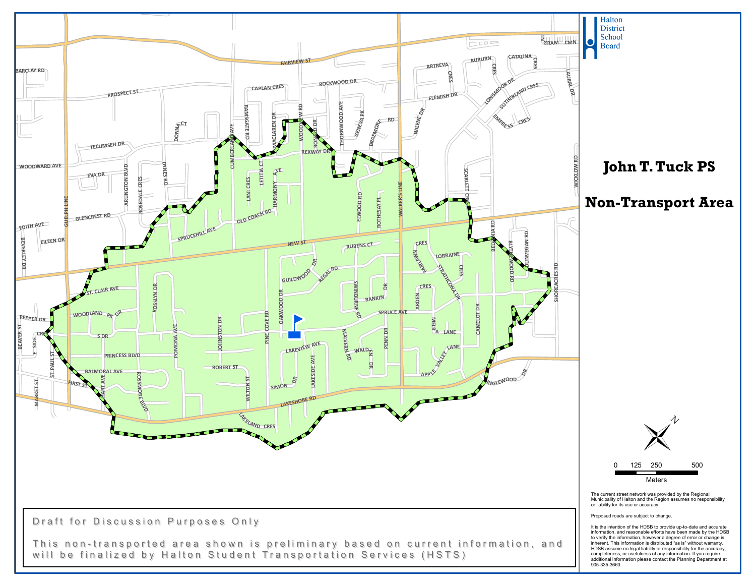Halton District School Board

# John T. Tuck PS

# Non-Transport Area

Draft for Discussion Purposes Only

This non-transported area shown is preliminary based on current information, and will be finalized by Halton Student Transportation Services (HSTS)

0 125 250 500
Meters

The current street network was provided by the Regional Municipality of Halton and the Region assumes no responsibility or liability for its use or accuracy.

Proposed roads are subject to change.

It is the intention of the HDSB to provide up-to-date and accurate information, and reasonable efforts have been made by the HDSB to verify the information, however a degree of error or change is inherent. This information is distributed "as is" without warranty. HDSB assume no legal liability or responsibility for the accuracy, completeness, or usefulness of any information. If you require additional information please contact the Planning Department at 905-335-3663.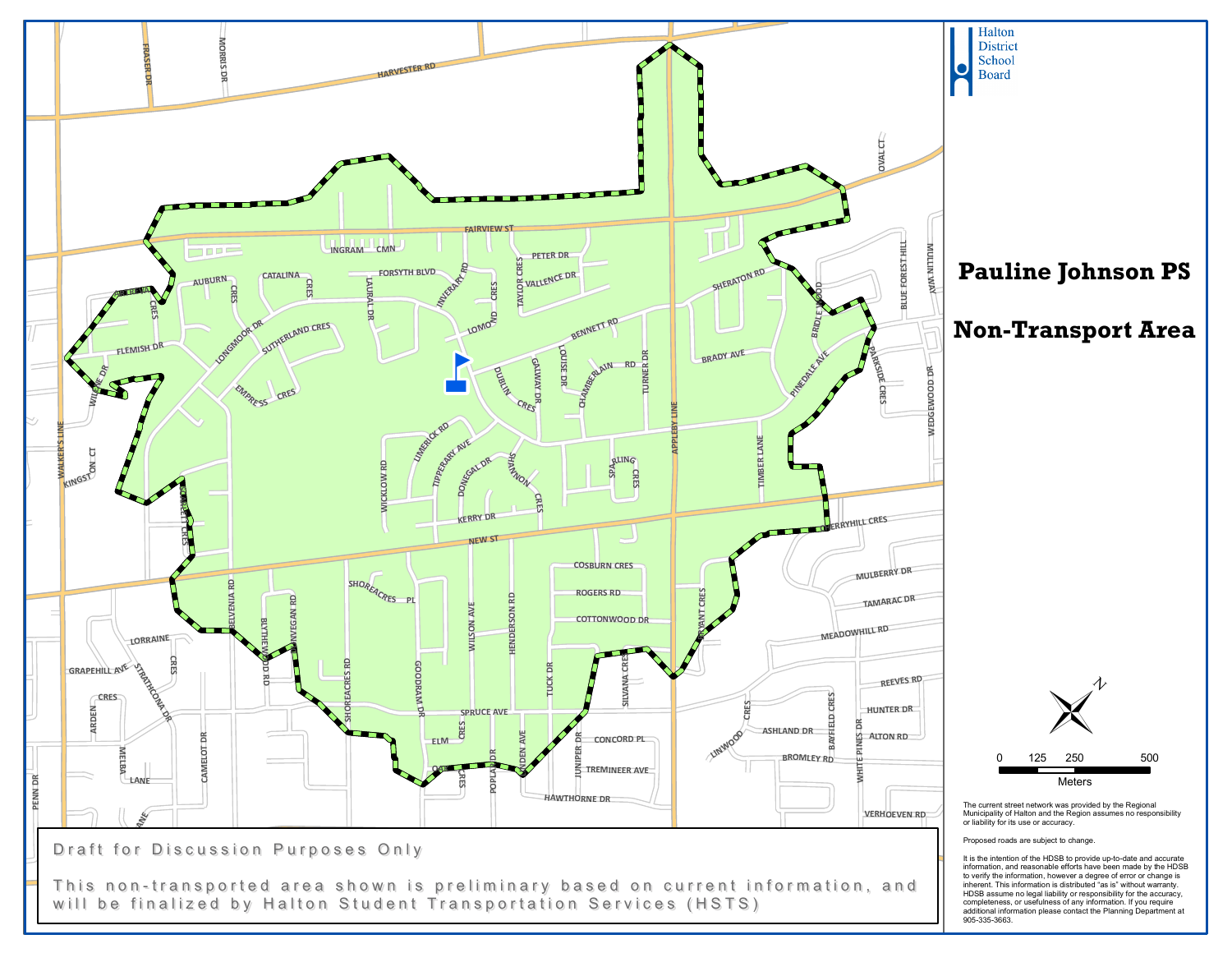Halton District School Board

# Pauline Johnson PS

# Non-Transport Area

Draft for Discussion Purposes Only

This non-transported area shown is preliminary based on current information, and will be finalized by Halton Student Transportation Services (HSTS)

0 125 250 500
Meters

The current street network was provided by the Regional Municipality of Halton and the Region assumes no responsibility or liability for its use or accuracy.

Proposed roads are subject to change.

It is the intention of the HDSB to provide up-to-date and accurate information, and reasonable efforts have been made by the HDSB to verify the information, however a degree of error or change is inherent. This information is distributed "as is" without warranty. HDSB assume no legal liability or responsibility for the accuracy, completeness, or usefulness of any information. If you require additional information please contact the Planning Department at 905-335-3663.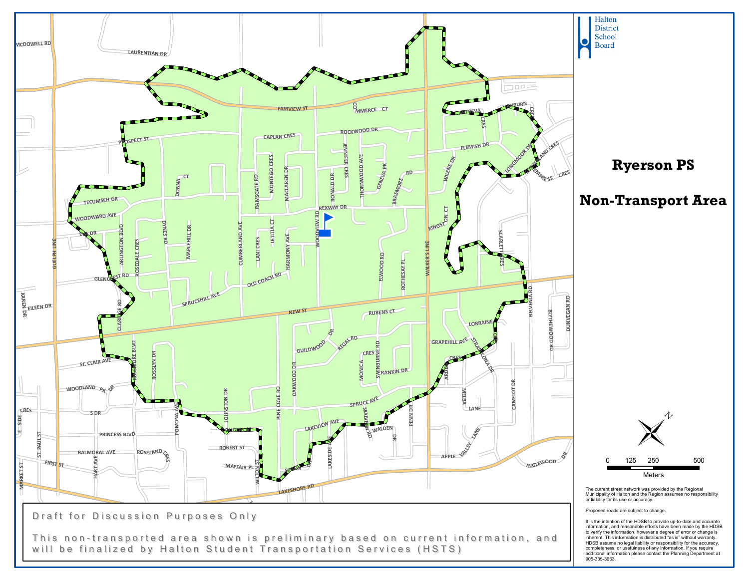Halton District School Board

# Ryerson PS

# Non-Transport Area

0 125 250 500

Meters

The current street network was provided by the Regional Municipality of Halton and the Region assumes no responsibility or liability for its use or accuracy.

Proposed roads are subject to change.

It is the intention of the HDSB to provide up-to-date and accurate information, and reasonable efforts have been made by the HDSB to verify the information, however a degree of error or change is inherent. This information is distributed "as is" without warranty. HDSB assume no legal liability or responsibility for the accuracy, completeness, or usefulness of any information. If you require additional information please contact the Planning Department at 905-335-3663.

Draft for Discussion Purposes Only

This non-transported area shown is preliminary based on current information, and will be finalized by Halton Student Transportation Services (HSTS)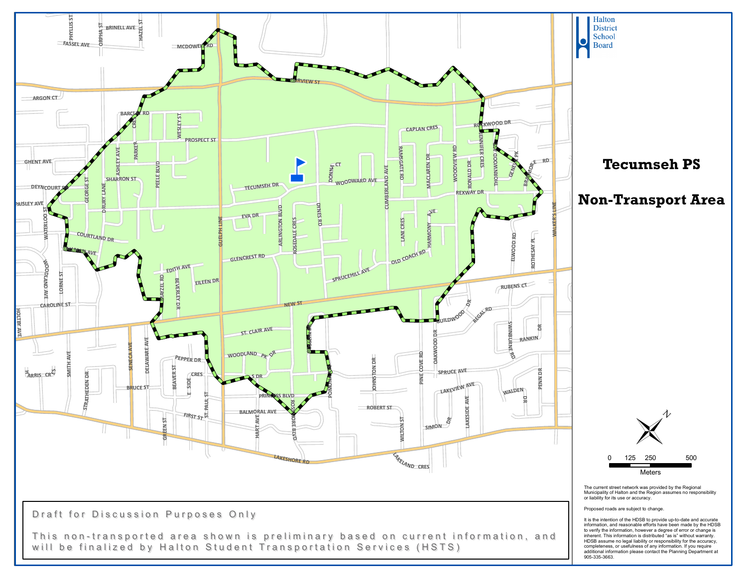# Tecumseh PS

# Non-Transport Area

Halton District School Board

Draft for Discussion Purposes Only

This non-transported area shown is preliminary based on current information, and will be finalized by Halton Student Transportation Services (HSTS)

0 125 250 500

Meters

The current street network was provided by the Regional Municipality of Halton and the Region assumes no responsibility or liability for its use or accuracy.

Proposed roads are subject to change.

It is the intention of the HDSB to provide up-to-date and accurate information, and reasonable efforts have been made by the HDSB to verify the information, however a degree of error or change is inherent. This information is distributed "as is" without warranty. HDSB assume no legal liability or responsibility for the accuracy, completeness, or usefulness of any information. If you require additional information please contact the Planning Department at 905-335-3663.